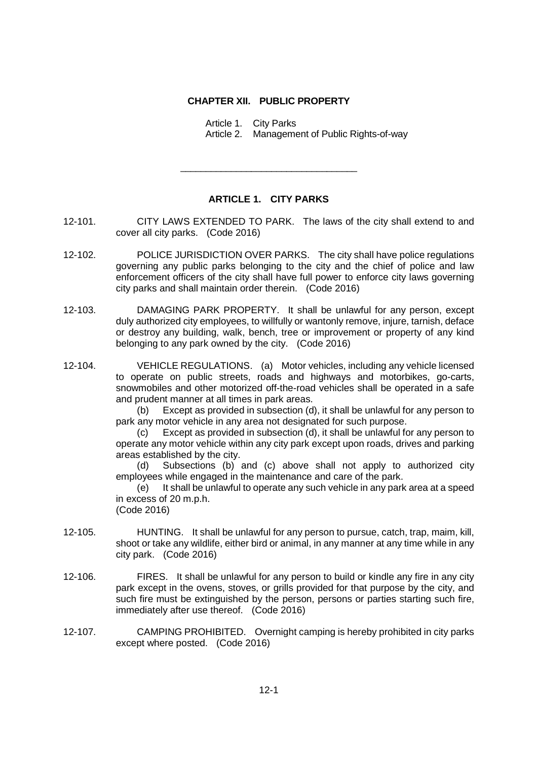# CHAPTER XII. PUBLIC PROPERTY

Article 1. City Parks
Article 2. Management of Public Rights-of-way

---

## ARTICLE 1. CITY PARKS

12-101. CITY LAWS EXTENDED TO PARK. The laws of the city shall extend to and cover all city parks. (Code 2016)

12-102. POLICE JURISDICTION OVER PARKS. The city shall have police regulations governing any public parks belonging to the city and the chief of police and law enforcement officers of the city shall have full power to enforce city laws governing city parks and shall maintain order therein. (Code 2016)

12-103. DAMAGING PARK PROPERTY. It shall be unlawful for any person, except duly authorized city employees, to willfully or wantonly remove, injure, tarnish, deface or destroy any building, walk, bench, tree or improvement or property of any kind belonging to any park owned by the city. (Code 2016)

12-104. VEHICLE REGULATIONS. (a) Motor vehicles, including any vehicle licensed to operate on public streets, roads and highways and motorbikes, go-carts, snowmobiles and other motorized off-the-road vehicles shall be operated in a safe and prudent manner at all times in park areas.

(b) Except as provided in subsection (d), it shall be unlawful for any person to park any motor vehicle in any area not designated for such purpose.

(c) Except as provided in subsection (d), it shall be unlawful for any person to operate any motor vehicle within any city park except upon roads, drives and parking areas established by the city.

(d) Subsections (b) and (c) above shall not apply to authorized city employees while engaged in the maintenance and care of the park.

(e) It shall be unlawful to operate any such vehicle in any park area at a speed in excess of 20 m.p.h.

(Code 2016)

12-105. HUNTING. It shall be unlawful for any person to pursue, catch, trap, maim, kill, shoot or take any wildlife, either bird or animal, in any manner at any time while in any city park. (Code 2016)

12-106. FIRES. It shall be unlawful for any person to build or kindle any fire in any city park except in the ovens, stoves, or grills provided for that purpose by the city, and such fire must be extinguished by the person, persons or parties starting such fire, immediately after use thereof. (Code 2016)

12-107. CAMPING PROHIBITED. Overnight camping is hereby prohibited in city parks except where posted. (Code 2016)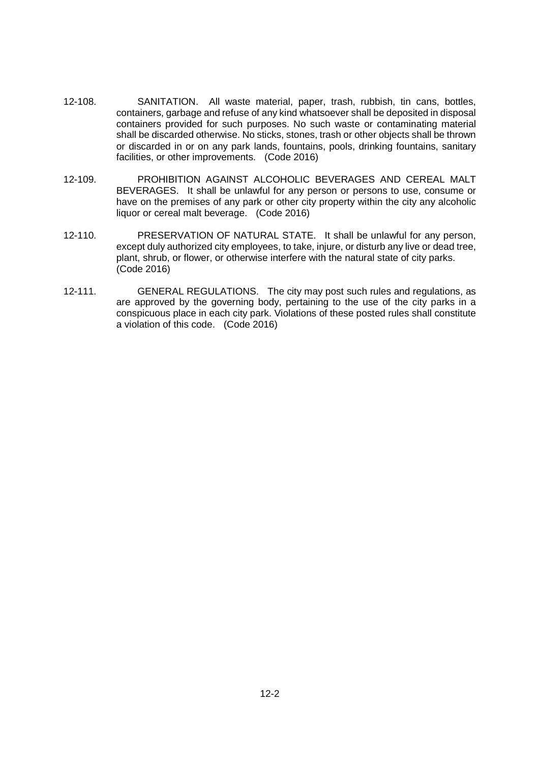12-108. SANITATION. All waste material, paper, trash, rubbish, tin cans, bottles, containers, garbage and refuse of any kind whatsoever shall be deposited in disposal containers provided for such purposes. No such waste or contaminating material shall be discarded otherwise. No sticks, stones, trash or other objects shall be thrown or discarded in or on any park lands, fountains, pools, drinking fountains, sanitary facilities, or other improvements. (Code 2016)

12-109. PROHIBITION AGAINST ALCOHOLIC BEVERAGES AND CEREAL MALT BEVERAGES. It shall be unlawful for any person or persons to use, consume or have on the premises of any park or other city property within the city any alcoholic liquor or cereal malt beverage. (Code 2016)

12-110. PRESERVATION OF NATURAL STATE. It shall be unlawful for any person, except duly authorized city employees, to take, injure, or disturb any live or dead tree, plant, shrub, or flower, or otherwise interfere with the natural state of city parks. (Code 2016)

12-111. GENERAL REGULATIONS. The city may post such rules and regulations, as are approved by the governing body, pertaining to the use of the city parks in a conspicuous place in each city park. Violations of these posted rules shall constitute a violation of this code. (Code 2016)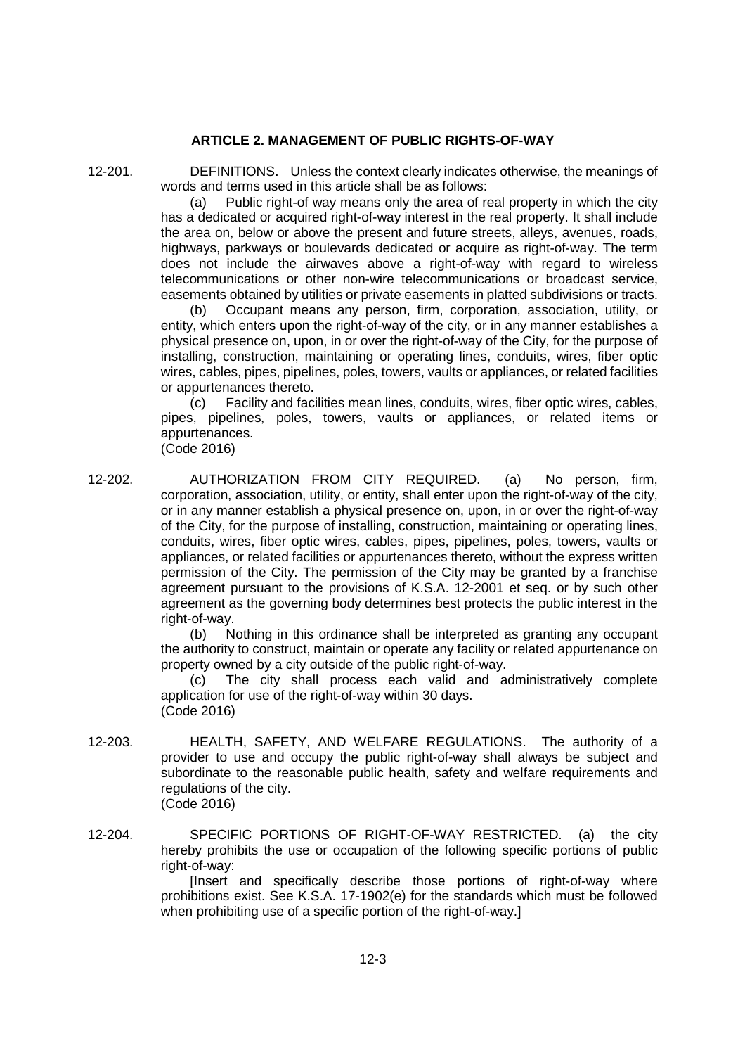## ARTICLE 2. MANAGEMENT OF PUBLIC RIGHTS-OF-WAY

12-201. DEFINITIONS. Unless the context clearly indicates otherwise, the meanings of words and terms used in this article shall be as follows:

(a) Public right-of way means only the area of real property in which the city has a dedicated or acquired right-of-way interest in the real property. It shall include the area on, below or above the present and future streets, alleys, avenues, roads, highways, parkways or boulevards dedicated or acquire as right-of-way. The term does not include the airwaves above a right-of-way with regard to wireless telecommunications or other non-wire telecommunications or broadcast service, easements obtained by utilities or private easements in platted subdivisions or tracts.

(b) Occupant means any person, firm, corporation, association, utility, or entity, which enters upon the right-of-way of the city, or in any manner establishes a physical presence on, upon, in or over the right-of-way of the City, for the purpose of installing, construction, maintaining or operating lines, conduits, wires, fiber optic wires, cables, pipes, pipelines, poles, towers, vaults or appliances, or related facilities or appurtenances thereto.

(c) Facility and facilities mean lines, conduits, wires, fiber optic wires, cables, pipes, pipelines, poles, towers, vaults or appliances, or related items or appurtenances.

(Code 2016)

12-202. AUTHORIZATION FROM CITY REQUIRED. (a) No person, firm, corporation, association, utility, or entity, shall enter upon the right-of-way of the city, or in any manner establish a physical presence on, upon, in or over the right-of-way of the City, for the purpose of installing, construction, maintaining or operating lines, conduits, wires, fiber optic wires, cables, pipes, pipelines, poles, towers, vaults or appliances, or related facilities or appurtenances thereto, without the express written permission of the City. The permission of the City may be granted by a franchise agreement pursuant to the provisions of K.S.A. 12-2001 et seq. or by such other agreement as the governing body determines best protects the public interest in the right-of-way.

(b) Nothing in this ordinance shall be interpreted as granting any occupant the authority to construct, maintain or operate any facility or related appurtenance on property owned by a city outside of the public right-of-way.

(c) The city shall process each valid and administratively complete application for use of the right-of-way within 30 days.

(Code 2016)

12-203. HEALTH, SAFETY, AND WELFARE REGULATIONS. The authority of a provider to use and occupy the public right-of-way shall always be subject and subordinate to the reasonable public health, safety and welfare requirements and regulations of the city.

(Code 2016)

12-204. SPECIFIC PORTIONS OF RIGHT-OF-WAY RESTRICTED. (a) the city hereby prohibits the use or occupation of the following specific portions of public right-of-way:

[Insert and specifically describe those portions of right-of-way where prohibitions exist. See K.S.A. 17-1902(e) for the standards which must be followed when prohibiting use of a specific portion of the right-of-way.]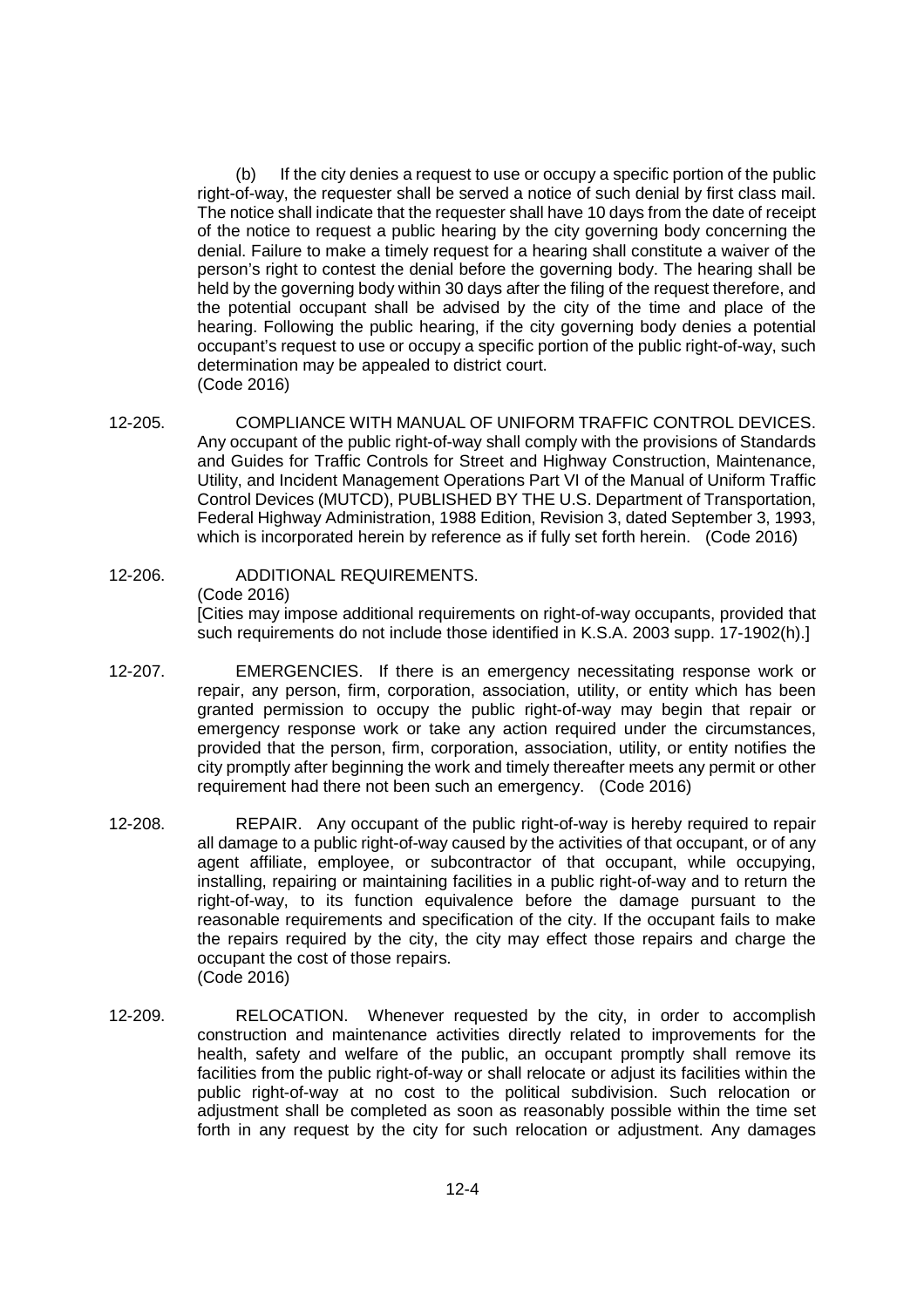(b) If the city denies a request to use or occupy a specific portion of the public right-of-way, the requester shall be served a notice of such denial by first class mail. The notice shall indicate that the requester shall have 10 days from the date of receipt of the notice to request a public hearing by the city governing body concerning the denial. Failure to make a timely request for a hearing shall constitute a waiver of the person's right to contest the denial before the governing body. The hearing shall be held by the governing body within 30 days after the filing of the request therefore, and the potential occupant shall be advised by the city of the time and place of the hearing. Following the public hearing, if the city governing body denies a potential occupant's request to use or occupy a specific portion of the public right-of-way, such determination may be appealed to district court.
(Code 2016)

12-205. COMPLIANCE WITH MANUAL OF UNIFORM TRAFFIC CONTROL DEVICES. Any occupant of the public right-of-way shall comply with the provisions of Standards and Guides for Traffic Controls for Street and Highway Construction, Maintenance, Utility, and Incident Management Operations Part VI of the Manual of Uniform Traffic Control Devices (MUTCD), PUBLISHED BY THE U.S. Department of Transportation, Federal Highway Administration, 1988 Edition, Revision 3, dated September 3, 1993, which is incorporated herein by reference as if fully set forth herein. (Code 2016)

12-206. ADDITIONAL REQUIREMENTS.
(Code 2016)
[Cities may impose additional requirements on right-of-way occupants, provided that such requirements do not include those identified in K.S.A. 2003 supp. 17-1902(h).]

12-207. EMERGENCIES. If there is an emergency necessitating response work or repair, any person, firm, corporation, association, utility, or entity which has been granted permission to occupy the public right-of-way may begin that repair or emergency response work or take any action required under the circumstances, provided that the person, firm, corporation, association, utility, or entity notifies the city promptly after beginning the work and timely thereafter meets any permit or other requirement had there not been such an emergency. (Code 2016)

12-208. REPAIR. Any occupant of the public right-of-way is hereby required to repair all damage to a public right-of-way caused by the activities of that occupant, or of any agent affiliate, employee, or subcontractor of that occupant, while occupying, installing, repairing or maintaining facilities in a public right-of-way and to return the right-of-way, to its function equivalence before the damage pursuant to the reasonable requirements and specification of the city. If the occupant fails to make the repairs required by the city, the city may effect those repairs and charge the occupant the cost of those repairs.
(Code 2016)

12-209. RELOCATION. Whenever requested by the city, in order to accomplish construction and maintenance activities directly related to improvements for the health, safety and welfare of the public, an occupant promptly shall remove its facilities from the public right-of-way or shall relocate or adjust its facilities within the public right-of-way at no cost to the political subdivision. Such relocation or adjustment shall be completed as soon as reasonably possible within the time set forth in any request by the city for such relocation or adjustment. Any damages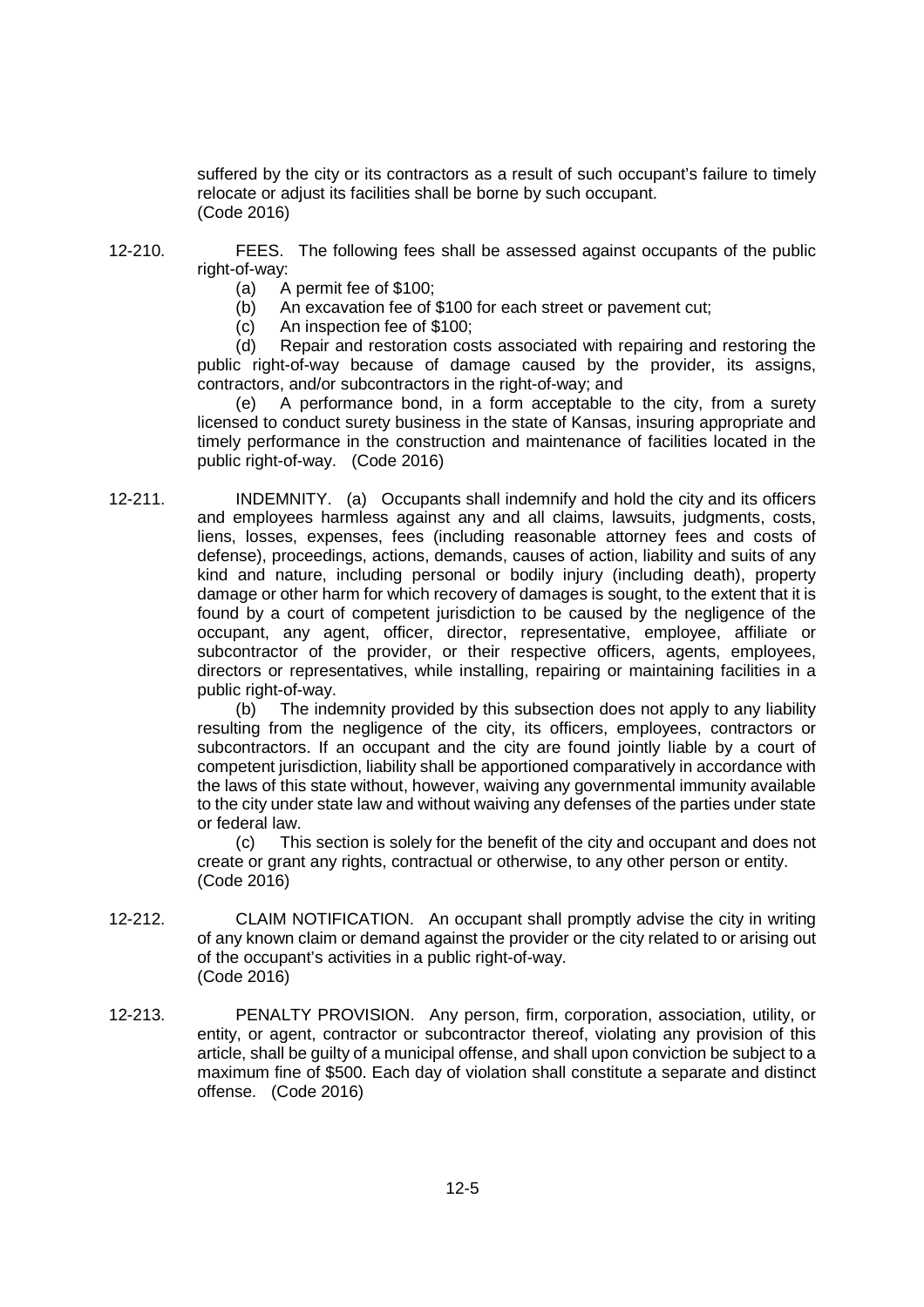suffered by the city or its contractors as a result of such occupant's failure to timely relocate or adjust its facilities shall be borne by such occupant.
(Code 2016)

12-210. FEES. The following fees shall be assessed against occupants of the public right-of-way:

(a) A permit fee of $100;

(b) An excavation fee of $100 for each street or pavement cut;

(c) An inspection fee of $100;

(d) Repair and restoration costs associated with repairing and restoring the public right-of-way because of damage caused by the provider, its assigns, contractors, and/or subcontractors in the right-of-way; and

(e) A performance bond, in a form acceptable to the city, from a surety licensed to conduct surety business in the state of Kansas, insuring appropriate and timely performance in the construction and maintenance of facilities located in the public right-of-way. (Code 2016)

12-211. INDEMNITY. (a) Occupants shall indemnify and hold the city and its officers and employees harmless against any and all claims, lawsuits, judgments, costs, liens, losses, expenses, fees (including reasonable attorney fees and costs of defense), proceedings, actions, demands, causes of action, liability and suits of any kind and nature, including personal or bodily injury (including death), property damage or other harm for which recovery of damages is sought, to the extent that it is found by a court of competent jurisdiction to be caused by the negligence of the occupant, any agent, officer, director, representative, employee, affiliate or subcontractor of the provider, or their respective officers, agents, employees, directors or representatives, while installing, repairing or maintaining facilities in a public right-of-way.

(b) The indemnity provided by this subsection does not apply to any liability resulting from the negligence of the city, its officers, employees, contractors or subcontractors. If an occupant and the city are found jointly liable by a court of competent jurisdiction, liability shall be apportioned comparatively in accordance with the laws of this state without, however, waiving any governmental immunity available to the city under state law and without waiving any defenses of the parties under state or federal law.

(c) This section is solely for the benefit of the city and occupant and does not create or grant any rights, contractual or otherwise, to any other person or entity.
(Code 2016)

12-212. CLAIM NOTIFICATION. An occupant shall promptly advise the city in writing of any known claim or demand against the provider or the city related to or arising out of the occupant's activities in a public right-of-way.
(Code 2016)

12-213. PENALTY PROVISION. Any person, firm, corporation, association, utility, or entity, or agent, contractor or subcontractor thereof, violating any provision of this article, shall be guilty of a municipal offense, and shall upon conviction be subject to a maximum fine of $500. Each day of violation shall constitute a separate and distinct offense. (Code 2016)